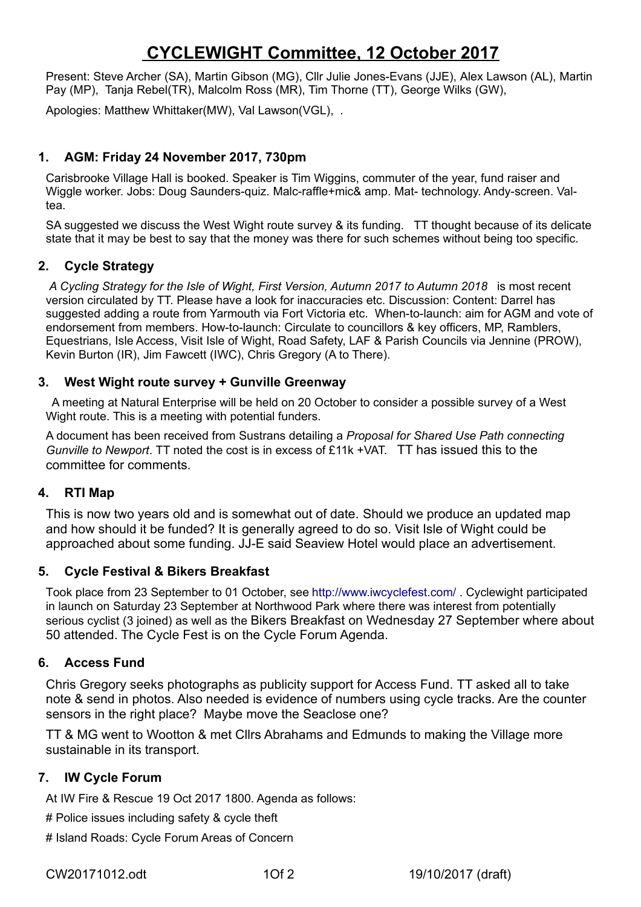# CYCLEWIGHT Committee, 12 October 2017

Present: Steve Archer (SA), Martin Gibson (MG), Cllr Julie Jones-Evans (JJE), Alex Lawson (AL), Martin Pay (MP), Tanja Rebel(TR), Malcolm Ross (MR), Tim Thorne (TT), George Wilks (GW),

Apologies: Matthew Whittaker(MW), Val Lawson(VGL), .

## 1. AGM: Friday 24 November 2017, 730pm

Carisbrooke Village Hall is booked. Speaker is Tim Wiggins, commuter of the year, fund raiser and Wiggle worker. Jobs: Doug Saunders-quiz. Malc-raffle+mic& amp. Mat- technology. Andy-screen. Val-tea.

SA suggested we discuss the West Wight route survey & its funding. TT thought because of its delicate state that it may be best to say that the money was there for such schemes without being too specific.

## 2. Cycle Strategy

*A Cycling Strategy for the Isle of Wight, First Version, Autumn 2017 to Autumn 2018* is most recent version circulated by TT. Please have a look for inaccuracies etc. Discussion: Content: Darrel has suggested adding a route from Yarmouth via Fort Victoria etc. When-to-launch: aim for AGM and vote of endorsement from members. How-to-launch: Circulate to councillors & key officers, MP, Ramblers, Equestrians, Isle Access, Visit Isle of Wight, Road Safety, LAF & Parish Councils via Jennine (PROW), Kevin Burton (IR), Jim Fawcett (IWC), Chris Gregory (A to There).

## 3. West Wight route survey + Gunville Greenway

A meeting at Natural Enterprise will be held on 20 October to consider a possible survey of a West Wight route. This is a meeting with potential funders.

A document has been received from Sustrans detailing a *Proposal for Shared Use Path connecting Gunville to Newport*. TT noted the cost is in excess of £11k +VAT. TT has issued this to the committee for comments.

## 4. RTI Map

This is now two years old and is somewhat out of date. Should we produce an updated map and how should it be funded? It is generally agreed to do so. Visit Isle of Wight could be approached about some funding. JJ-E said Seaview Hotel would place an advertisement.

## 5. Cycle Festival & Bikers Breakfast

Took place from 23 September to 01 October, see http://www.iwcyclefest.com/ . Cyclewight participated in launch on Saturday 23 September at Northwood Park where there was interest from potentially serious cyclist (3 joined) as well as the Bikers Breakfast on Wednesday 27 September where about 50 attended. The Cycle Fest is on the Cycle Forum Agenda.

## 6. Access Fund

Chris Gregory seeks photographs as publicity support for Access Fund. TT asked all to take note & send in photos. Also needed is evidence of numbers using cycle tracks. Are the counter sensors in the right place? Maybe move the Seaclose one?

TT & MG went to Wootton & met Cllrs Abrahams and Edmunds to making the Village more sustainable in its transport.

## 7. IW Cycle Forum

At IW Fire & Rescue 19 Oct 2017 1800. Agenda as follows:

# Police issues including safety & cycle theft

# Island Roads: Cycle Forum Areas of Concern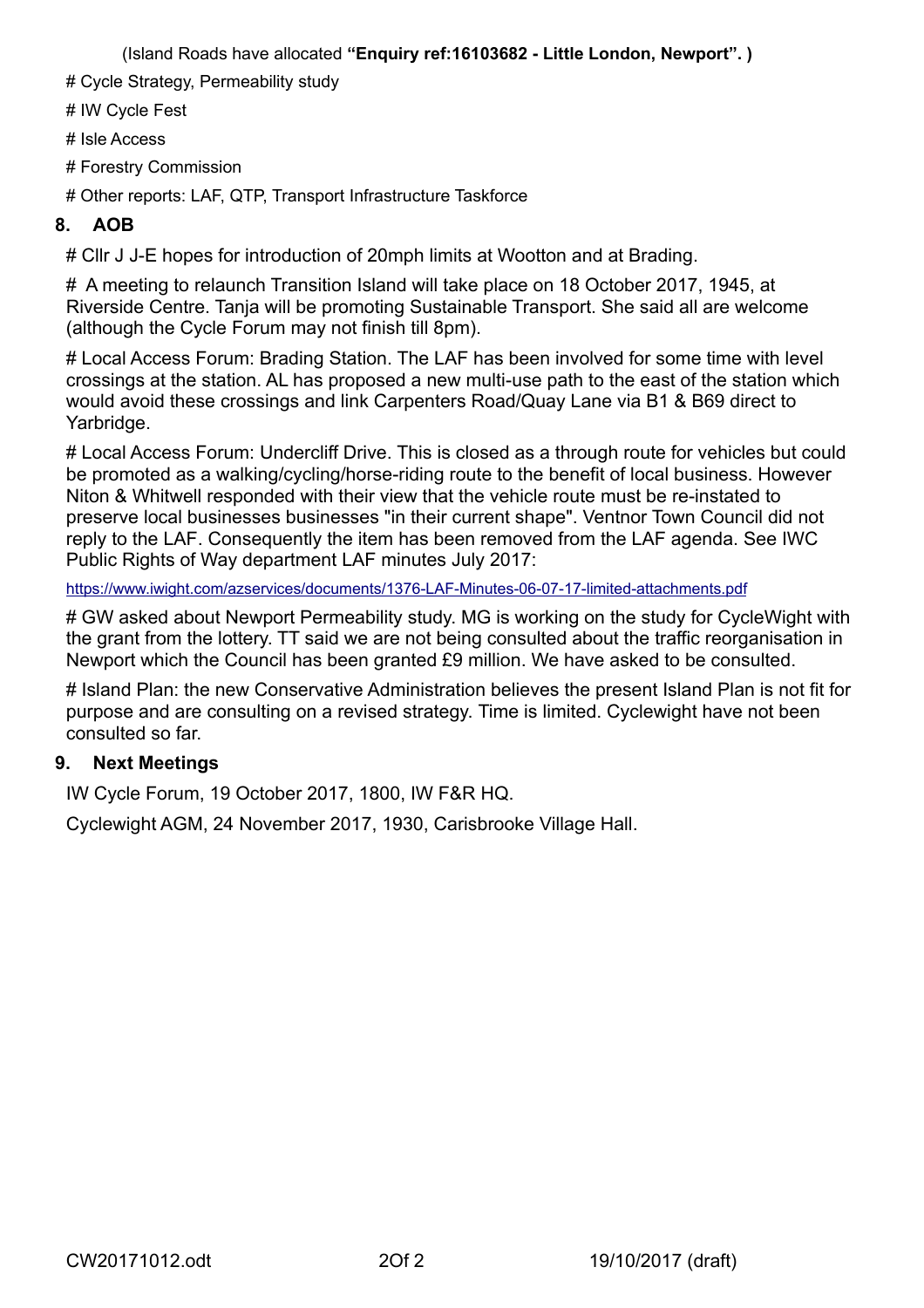(Island Roads have allocated **"Enquiry ref:16103682 - Little London, Newport". )**

# Cycle Strategy, Permeability study

# IW Cycle Fest

# Isle Access

# Forestry Commission

# Other reports: LAF, QTP, Transport Infrastructure Taskforce

## 8. AOB

# Cllr J J-E hopes for introduction of 20mph limits at Wootton and at Brading.

# A meeting to relaunch Transition Island will take place on 18 October 2017, 1945, at Riverside Centre. Tanja will be promoting Sustainable Transport. She said all are welcome (although the Cycle Forum may not finish till 8pm).

# Local Access Forum: Brading Station. The LAF has been involved for some time with level crossings at the station. AL has proposed a new multi-use path to the east of the station which would avoid these crossings and link Carpenters Road/Quay Lane via B1 & B69 direct to Yarbridge.

# Local Access Forum: Undercliff Drive. This is closed as a through route for vehicles but could be promoted as a walking/cycling/horse-riding route to the benefit of local business. However Niton & Whitwell responded with their view that the vehicle route must be re-instated to preserve local businesses businesses "in their current shape". Ventnor Town Council did not reply to the LAF. Consequently the item has been removed from the LAF agenda. See IWC Public Rights of Way department LAF minutes July 2017:

https://www.iwight.com/azservices/documents/1376-LAF-Minutes-06-07-17-limited-attachments.pdf

# GW asked about Newport Permeability study. MG is working on the study for CycleWight with the grant from the lottery. TT said we are not being consulted about the traffic reorganisation in Newport which the Council has been granted £9 million. We have asked to be consulted.

# Island Plan: the new Conservative Administration believes the present Island Plan is not fit for purpose and are consulting on a revised strategy. Time is limited. Cyclewight have not been consulted so far.

## 9. Next Meetings

IW Cycle Forum, 19 October 2017, 1800, IW F&R HQ.

Cyclewight AGM, 24 November 2017, 1930, Carisbrooke Village Hall.